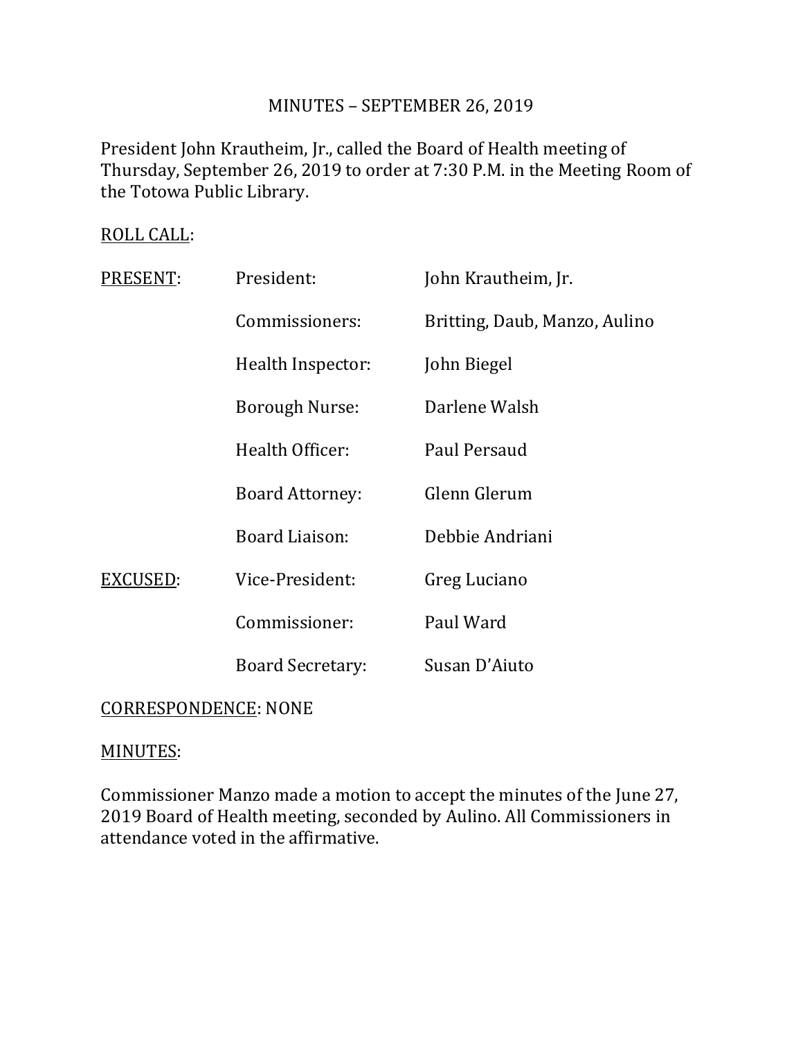# MINUTES – SEPTEMBER 26, 2019

President John Krautheim, Jr., called the Board of Health meeting of Thursday, September 26, 2019 to order at 7:30 P.M. in the Meeting Room of the Totowa Public Library.

ROLL CALL:

| | | |
|---|---|---|
| PRESENT: | President: | John Krautheim, Jr. |
| | Commissioners: | Britting, Daub, Manzo, Aulino |
| | Health Inspector: | John Biegel |
| | Borough Nurse: | Darlene Walsh |
| | Health Officer: | Paul Persaud |
| | Board Attorney: | Glenn Glerum |
| | Board Liaison: | Debbie Andriani |
| EXCUSED: | Vice-President: | Greg Luciano |
| | Commissioner: | Paul Ward |
| | Board Secretary: | Susan D'Aiuto |

CORRESPONDENCE: NONE

MINUTES:

Commissioner Manzo made a motion to accept the minutes of the June 27, 2019 Board of Health meeting, seconded by Aulino. All Commissioners in attendance voted in the affirmative.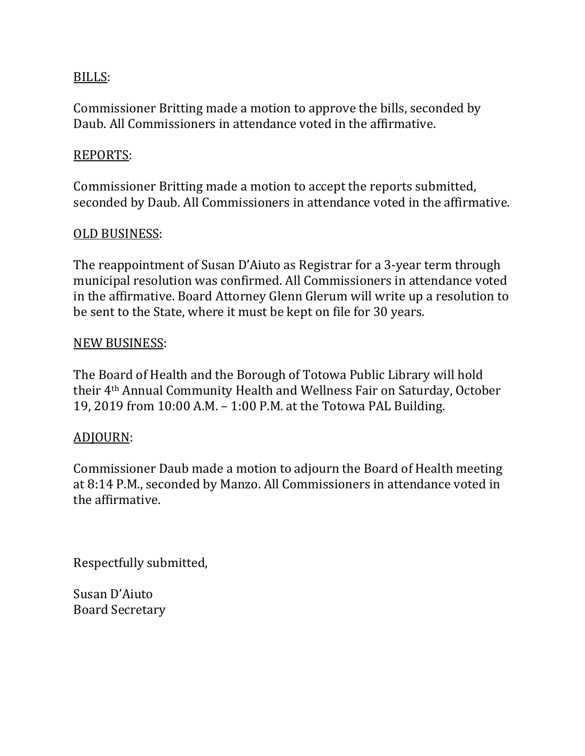BILLS:

Commissioner Britting made a motion to approve the bills, seconded by Daub. All Commissioners in attendance voted in the affirmative.

REPORTS:

Commissioner Britting made a motion to accept the reports submitted, seconded by Daub. All Commissioners in attendance voted in the affirmative.

OLD BUSINESS:

The reappointment of Susan D'Aiuto as Registrar for a 3-year term through municipal resolution was confirmed. All Commissioners in attendance voted in the affirmative. Board Attorney Glenn Glerum will write up a resolution to be sent to the State, where it must be kept on file for 30 years.

NEW BUSINESS:

The Board of Health and the Borough of Totowa Public Library will hold their 4th Annual Community Health and Wellness Fair on Saturday, October 19, 2019 from 10:00 A.M. – 1:00 P.M. at the Totowa PAL Building.

ADJOURN:

Commissioner Daub made a motion to adjourn the Board of Health meeting at 8:14 P.M., seconded by Manzo. All Commissioners in attendance voted in the affirmative.

Respectfully submitted,

Susan D'Aiuto
Board Secretary